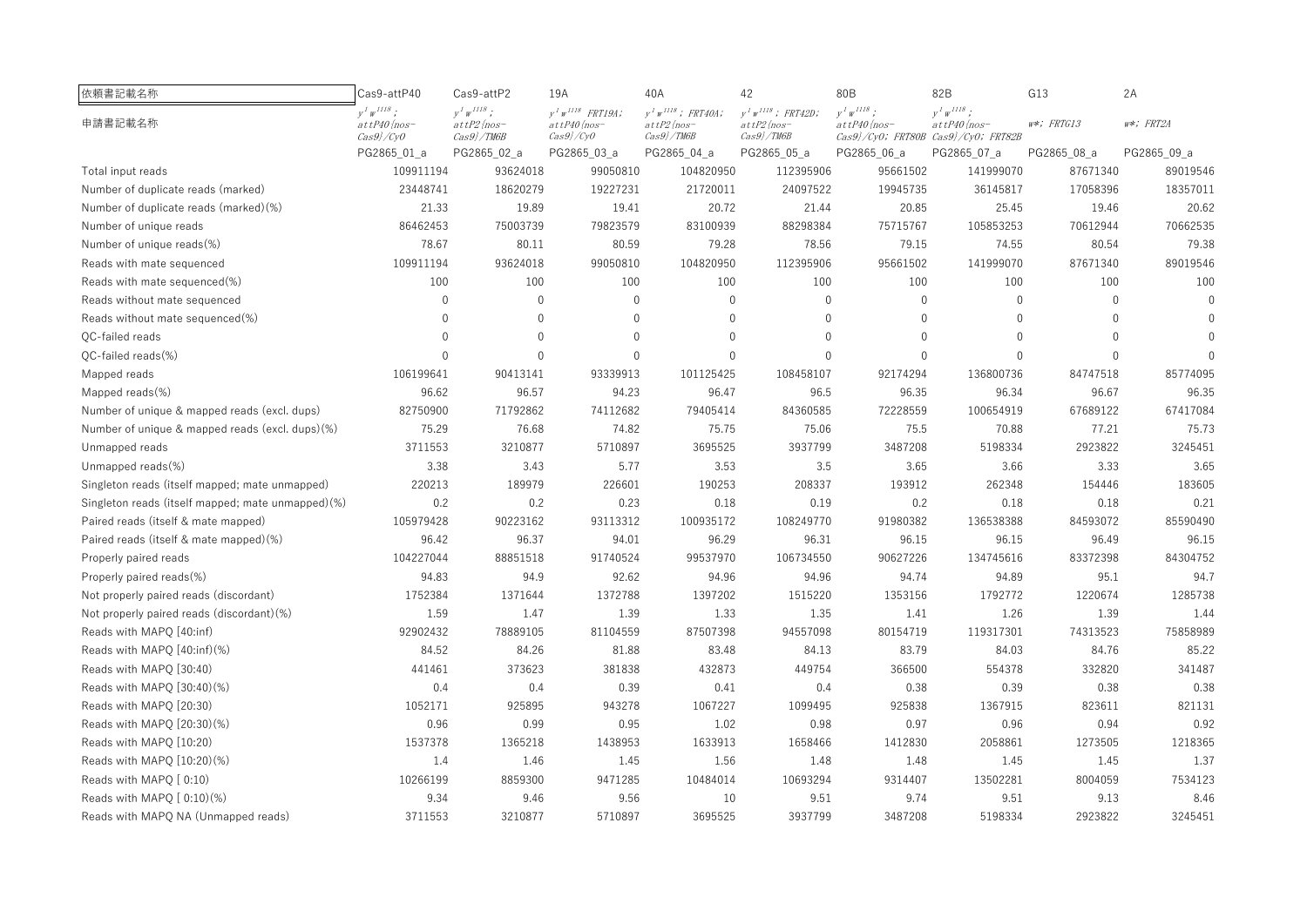| 依頼書記載名称 | Cas9-attP40 | Cas9-attP2 | 19A | 40A | 42 | 80B | 82B | G13 | 2A |
|---|---|---|---|---|---|---|---|---|---|
| 申請書記載名称 | $y^1 w^{1118}$; *attP40{nos-Cas9}/CyO* | $y^1 w^{1118}$; *attP2{nos-Cas9}/TM6B* | $y^1 w^{1118}$ *FRT19A; attP40{nos-Cas9}/CyO* | $y^1 w^{1118}$; *FRT40A; attP2{nos-Cas9}/TM6B* | $y^1 w^{1118}$; *FRT42D; attP2{nos-Cas9}/TM6B* | $y^1 w^{1118}$; *attP40{nos-Cas9}/CyO; FRT80B* | $y^1 w^{1118}$; *attP40{nos-Cas9}/CyO; FRT82B* | *w\*; FRTG13* | *w\*; FRT2A* |
| | PG2865_01_a | PG2865_02_a | PG2865_03_a | PG2865_04_a | PG2865_05_a | PG2865_06_a | PG2865_07_a | PG2865_08_a | PG2865_09_a |
| Total input reads | 109911194 | 93624018 | 99050810 | 104820950 | 112395906 | 95661502 | 141999070 | 87671340 | 89019546 |
| Number of duplicate reads (marked) | 23448741 | 18620279 | 19227231 | 21720011 | 24097522 | 19945735 | 36145817 | 17058396 | 18357011 |
| Number of duplicate reads (marked)(%) | 21.33 | 19.89 | 19.41 | 20.72 | 21.44 | 20.85 | 25.45 | 19.46 | 20.62 |
| Number of unique reads | 86462453 | 75003739 | 79823579 | 83100939 | 88298384 | 75715767 | 105853253 | 70612944 | 70662535 |
| Number of unique reads(%) | 78.67 | 80.11 | 80.59 | 79.28 | 78.56 | 79.15 | 74.55 | 80.54 | 79.38 |
| Reads with mate sequenced | 109911194 | 93624018 | 99050810 | 104820950 | 112395906 | 95661502 | 141999070 | 87671340 | 89019546 |
| Reads with mate sequenced(%) | 100 | 100 | 100 | 100 | 100 | 100 | 100 | 100 | 100 |
| Reads without mate sequenced | 0 | 0 | 0 | 0 | 0 | 0 | 0 | 0 | 0 |
| Reads without mate sequenced(%) | 0 | 0 | 0 | 0 | 0 | 0 | 0 | 0 | 0 |
| QC-failed reads | 0 | 0 | 0 | 0 | 0 | 0 | 0 | 0 | 0 |
| QC-failed reads(%) | 0 | 0 | 0 | 0 | 0 | 0 | 0 | 0 | 0 |
| Mapped reads | 106199641 | 90413141 | 93339913 | 101125425 | 108458107 | 92174294 | 136800736 | 84747518 | 85774095 |
| Mapped reads(%) | 96.62 | 96.57 | 94.23 | 96.47 | 96.5 | 96.35 | 96.34 | 96.67 | 96.35 |
| Number of unique & mapped reads (excl. dups) | 82750900 | 71792862 | 74112682 | 79405414 | 84360585 | 72228559 | 100654919 | 67689122 | 67417084 |
| Number of unique & mapped reads (excl. dups)(%) | 75.29 | 76.68 | 74.82 | 75.75 | 75.06 | 75.5 | 70.88 | 77.21 | 75.73 |
| Unmapped reads | 3711553 | 3210877 | 5710897 | 3695525 | 3937799 | 3487208 | 5198334 | 2923822 | 3245451 |
| Unmapped reads(%) | 3.38 | 3.43 | 5.77 | 3.53 | 3.5 | 3.65 | 3.66 | 3.33 | 3.65 |
| Singleton reads (itself mapped; mate unmapped) | 220213 | 189979 | 226601 | 190253 | 208337 | 193912 | 262348 | 154446 | 183605 |
| Singleton reads (itself mapped; mate unmapped)(%) | 0.2 | 0.2 | 0.23 | 0.18 | 0.19 | 0.2 | 0.18 | 0.18 | 0.21 |
| Paired reads (itself & mate mapped) | 105979428 | 90223162 | 93113312 | 100935172 | 108249770 | 91980382 | 136538388 | 84593072 | 85590490 |
| Paired reads (itself & mate mapped)(%) | 96.42 | 96.37 | 94.01 | 96.29 | 96.31 | 96.15 | 96.15 | 96.49 | 96.15 |
| Properly paired reads | 104227044 | 88851518 | 91740524 | 99537970 | 106734550 | 90627226 | 134745616 | 83372398 | 84304752 |
| Properly paired reads(%) | 94.83 | 94.9 | 92.62 | 94.96 | 94.96 | 94.74 | 94.89 | 95.1 | 94.7 |
| Not properly paired reads (discordant) | 1752384 | 1371644 | 1372788 | 1397202 | 1515220 | 1353156 | 1792772 | 1220674 | 1285738 |
| Not properly paired reads (discordant)(%) | 1.59 | 1.47 | 1.39 | 1.33 | 1.35 | 1.41 | 1.26 | 1.39 | 1.44 |
| Reads with MAPQ [40:inf) | 92902432 | 78889105 | 81104559 | 87507398 | 94557098 | 80154719 | 119317301 | 74313523 | 75858989 |
| Reads with MAPQ [40:inf)(%) | 84.52 | 84.26 | 81.88 | 83.48 | 84.13 | 83.79 | 84.03 | 84.76 | 85.22 |
| Reads with MAPQ [30:40) | 441461 | 373623 | 381838 | 432873 | 449754 | 366500 | 554378 | 332820 | 341487 |
| Reads with MAPQ [30:40)(%) | 0.4 | 0.4 | 0.39 | 0.41 | 0.4 | 0.38 | 0.39 | 0.38 | 0.38 |
| Reads with MAPQ [20:30) | 1052171 | 925895 | 943278 | 1067227 | 1099495 | 925838 | 1367915 | 823611 | 821131 |
| Reads with MAPQ [20:30)(%) | 0.96 | 0.99 | 0.95 | 1.02 | 0.98 | 0.97 | 0.96 | 0.94 | 0.92 |
| Reads with MAPQ [10:20) | 1537378 | 1365218 | 1438953 | 1633913 | 1658466 | 1412830 | 2058861 | 1273505 | 1218365 |
| Reads with MAPQ [10:20)(%) | 1.4 | 1.46 | 1.45 | 1.56 | 1.48 | 1.48 | 1.45 | 1.45 | 1.37 |
| Reads with MAPQ [ 0:10) | 10266199 | 8859300 | 9471285 | 10484014 | 10693294 | 9314407 | 13502281 | 8004059 | 7534123 |
| Reads with MAPQ [ 0:10)(%) | 9.34 | 9.46 | 9.56 | 10 | 9.51 | 9.74 | 9.51 | 9.13 | 8.46 |
| Reads with MAPQ NA (Unmapped reads) | 3711553 | 3210877 | 5710897 | 3695525 | 3937799 | 3487208 | 5198334 | 2923822 | 3245451 |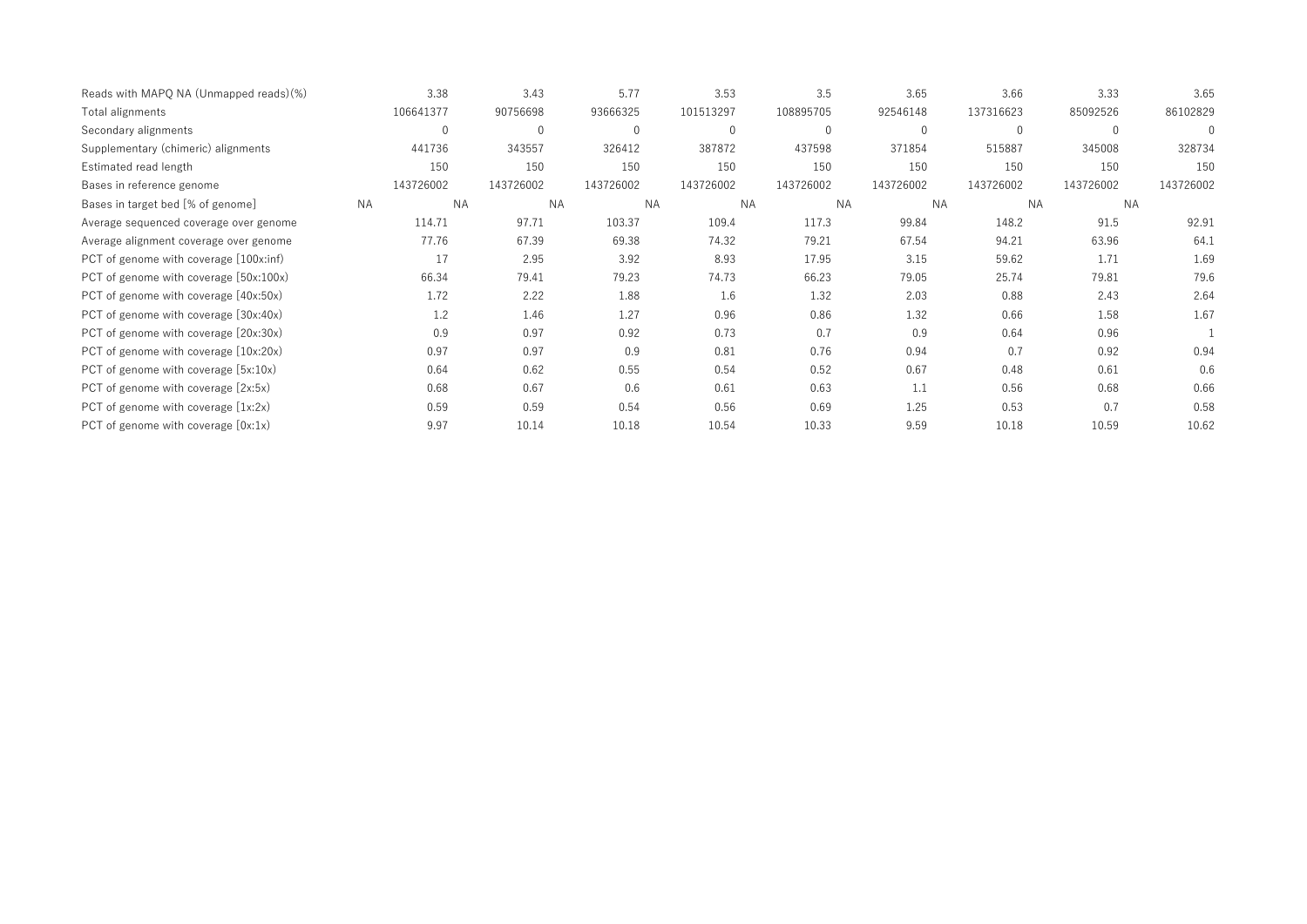| | | | | | | | | | |
|---|---|---|---|---|---|---|---|---|---|
| Reads with MAPQ NA (Unmapped reads)(%) | 3.38 | 3.43 | 5.77 | 3.53 | 3.5 | 3.65 | 3.66 | 3.33 | 3.65 |
| Total alignments | 106641377 | 90756698 | 93666325 | 101513297 | 108895705 | 92546148 | 137316623 | 85092526 | 86102829 |
| Secondary alignments | 0 | 0 | 0 | 0 | 0 | 0 | 0 | 0 | 0 |
| Supplementary (chimeric) alignments | 441736 | 343557 | 326412 | 387872 | 437598 | 371854 | 515887 | 345008 | 328734 |
| Estimated read length | 150 | 150 | 150 | 150 | 150 | 150 | 150 | 150 | 150 |
| Bases in reference genome | 143726002 | 143726002 | 143726002 | 143726002 | 143726002 | 143726002 | 143726002 | 143726002 | 143726002 |
| Bases in target bed [% of genome] | NA | NA | NA | NA | NA | NA | NA | NA | NA |
| Average sequenced coverage over genome | 114.71 | 97.71 | 103.37 | 109.4 | 117.3 | 99.84 | 148.2 | 91.5 | 92.91 |
| Average alignment coverage over genome | 77.76 | 67.39 | 69.38 | 74.32 | 79.21 | 67.54 | 94.21 | 63.96 | 64.1 |
| PCT of genome with coverage [100x:inf) | 17 | 2.95 | 3.92 | 8.93 | 17.95 | 3.15 | 59.62 | 1.71 | 1.69 |
| PCT of genome with coverage [50x:100x) | 66.34 | 79.41 | 79.23 | 74.73 | 66.23 | 79.05 | 25.74 | 79.81 | 79.6 |
| PCT of genome with coverage [40x:50x) | 1.72 | 2.22 | 1.88 | 1.6 | 1.32 | 2.03 | 0.88 | 2.43 | 2.64 |
| PCT of genome with coverage [30x:40x) | 1.2 | 1.46 | 1.27 | 0.96 | 0.86 | 1.32 | 0.66 | 1.58 | 1.67 |
| PCT of genome with coverage [20x:30x) | 0.9 | 0.97 | 0.92 | 0.73 | 0.7 | 0.9 | 0.64 | 0.96 | 1 |
| PCT of genome with coverage [10x:20x) | 0.97 | 0.97 | 0.9 | 0.81 | 0.76 | 0.94 | 0.7 | 0.92 | 0.94 |
| PCT of genome with coverage [5x:10x) | 0.64 | 0.62 | 0.55 | 0.54 | 0.52 | 0.67 | 0.48 | 0.61 | 0.6 |
| PCT of genome with coverage [2x:5x) | 0.68 | 0.67 | 0.6 | 0.61 | 0.63 | 1.1 | 0.56 | 0.68 | 0.66 |
| PCT of genome with coverage [1x:2x) | 0.59 | 0.59 | 0.54 | 0.56 | 0.69 | 1.25 | 0.53 | 0.7 | 0.58 |
| PCT of genome with coverage [0x:1x) | 9.97 | 10.14 | 10.18 | 10.54 | 10.33 | 9.59 | 10.18 | 10.59 | 10.62 |